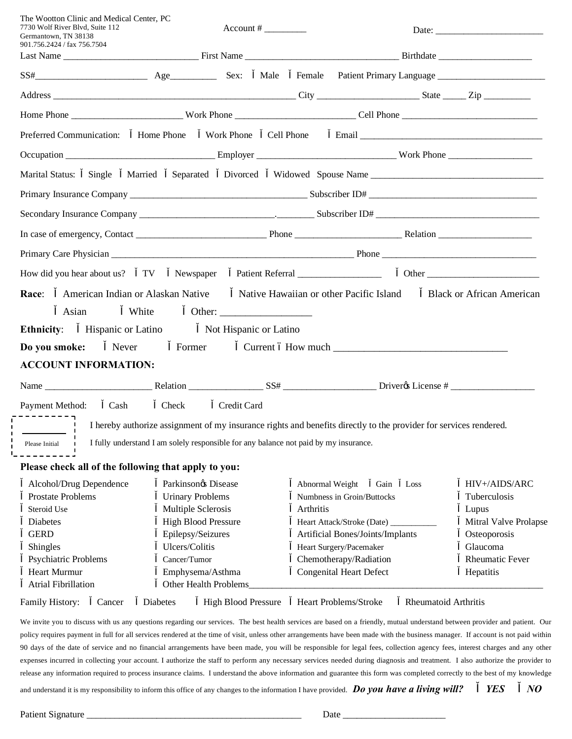The Wootton Clinic and Medical Center, PC
7730 Wolf River Blvd, Suite 112
Germantown, TN 38138
901.756.2424 / fax 756.7504

Account # _________ Date: _______________________

Last Name ____________________________ First Name ________________________________ Birthdate ____________________

SS#_______________________ Age_________ Sex: Ï Male Ï Female Patient Primary Language _______________________

Address __________________________________________________ City _____________________ State _____ Zip __________

Home Phone _______________________ Work Phone _________________________ Cell Phone ____________________________

Preferred Communication: Ï Home Phone Ï Work Phone Ï Cell Phone Ï Email ________________________________________

Occupation _______________________________ Employer _____________________________ Work Phone _________________

Marital Status: Ï Single Ï Married Ï Separated Ï Divorced Ï Widowed Spouse Name _____________________________________

Primary Insurance Company _____________________________________ Subscriber ID# ___________________________________

Secondary Insurance Company ____________________________.________ Subscriber ID# ___________________________________

In case of emergency, Contact ___________________________ Phone ______________________ Relation ____________________

Primary Care Physician ___________________________________________________ Phone ________________________________

How did you hear about us? Ï TV Ï Newspaper Ï Patient Referral _________________ Ï Other _______________________

**Race**: Ï American Indian or Alaskan Native Ï Native Hawaiian or other Pacific Island Ï Black or African American Ï Asian Ï White Ï Other: __________________

**Ethnicity**: Ï Hispanic or Latino Ï Not Hispanic or Latino

**Do you smoke:** Ï Never Ï Former Ï Current ï How much __________________________________

**ACCOUNT INFORMATION:**

Name ______________________ Relation _______________ SS# ___________________ Driverǿs License # _________________

Payment Method: Ï Cash Ï Check Ï Credit Card

Please Initial ______

I hereby authorize assignment of my insurance rights and benefits directly to the provider for services rendered.

I fully understand I am solely responsible for any balance not paid by my insurance.

**Please check all of the following that apply to you:**

Ï Alcohol/Drug Dependence
Ï Prostate Problems
Ï Steroid Use
Ï Diabetes
Ï GERD
Ï Shingles
Ï Psychiatric Problems
Ï Heart Murmur
Ï Atrial Fibrillation
Ï Parkinsonǿs Disease
Ï Urinary Problems
Ï Multiple Sclerosis
Ï High Blood Pressure
Ï Epilepsy/Seizures
Ï Ulcers/Colitis
Ï Cancer/Tumor
Ï Emphysema/Asthma
Ï Other Health Problems_______________________________________________________________
Ï Abnormal Weight Ï Gain Ï Loss
Ï Numbness in Groin/Buttocks
Ï Arthritis
Ï Heart Attack/Stroke (Date) __________
Ï Artificial Bones/Joints/Implants
Ï Heart Surgery/Pacemaker
Ï Chemotherapy/Radiation
Ï Congenital Heart Defect
Ï HIV+/AIDS/ARC
Ï Tuberculosis
Ï Lupus
Ï Mitral Valve Prolapse
Ï Osteoporosis
Ï Glaucoma
Ï Rheumatic Fever
Ï Hepatitis

Family History: Ï Cancer Ï Diabetes Ï High Blood Pressure Ï Heart Problems/Stroke Ï Rheumatoid Arthritis

We invite you to discuss with us any questions regarding our services. The best health services are based on a friendly, mutual understand between provider and patient. Our policy requires payment in full for all services rendered at the time of visit, unless other arrangements have been made with the business manager. If account is not paid within 90 days of the date of service and no financial arrangements have been made, you will be responsible for legal fees, collection agency fees, interest charges and any other expenses incurred in collecting your account. I authorize the staff to perform any necessary services needed during diagnosis and treatment. I also authorize the provider to release any information required to process insurance claims. I understand the above information and guarantee this form was completed correctly to the best of my knowledge and understand it is my responsibility to inform this office of any changes to the information I have provided. ***Do you have a living will?*** Ï ***YES*** Ï ***NO***

Patient Signature ______________________________________________ Date _____________________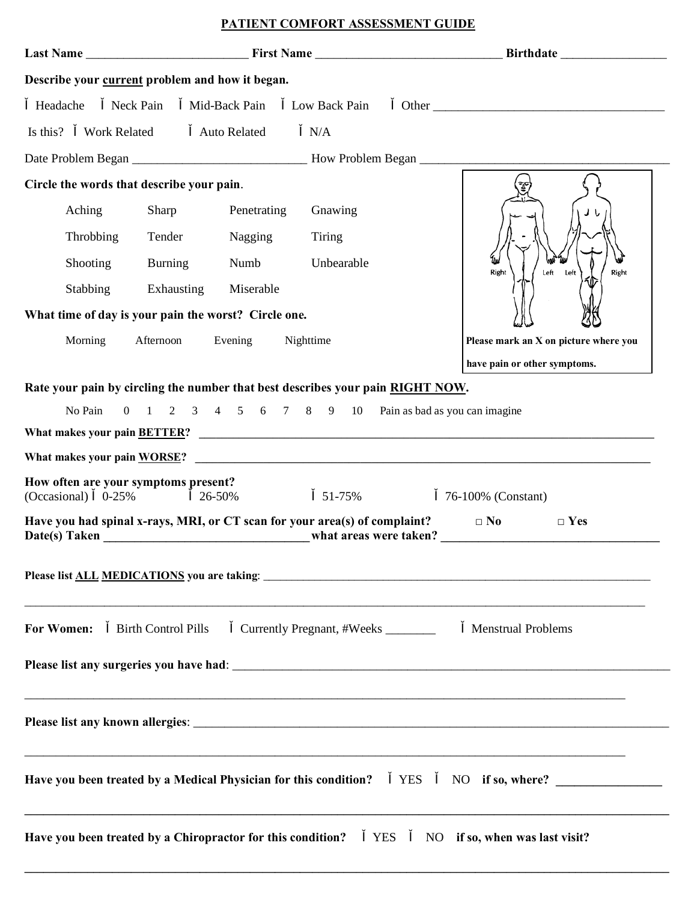# PATIENT COMFORT ASSESSMENT GUIDE

**Last Name** __________________________ **First Name** ______________________________ **Birthdate** _________________

**Describe your current problem and how it began.**

Ĭ Headache Ĭ Neck Pain Ĭ Mid-Back Pain Ĭ Low Back Pain Ĭ Other ____________________________________

Is this? Ĭ Work Related Ĭ Auto Related Ĭ N/A

Date Problem Began ___________________________ How Problem Began __________________________________________

**Circle the words that describe your pain.**

| | | | |
|---|---|---|---|
| Aching | Sharp | Penetrating | Gnawing |
| Throbbing | Tender | Nagging | Tiring |
| Shooting | Burning | Numb | Unbearable |
| Stabbing | Exhausting | Miserable | |

Right Left Left Right

**Please mark an X on picture where you have pain or other symptoms.**

**What time of day is your pain the worst? Circle one.**

Morning Afternoon Evening Nighttime

**Rate your pain by circling the number that best describes your pain RIGHT NOW.**

No Pain 0 1 2 3 4 5 6 7 8 9 10 Pain as bad as you can imagine

**What makes your pain BETTER?** ______________________________________________________________________________

**What makes your pain WORSE?** ______________________________________________________________________________

**How often are your symptoms present?**
(Occasional) Ĭ 0-25% Ĭ 26-50% Ĭ 51-75% Ĭ 76-100% (Constant)

**Have you had spinal x-rays, MRI, or CT scan for your area(s) of complaint?** □ **No** □ **Yes**
**Date(s) Taken** _________________________________ **what areas were taken?** ___________________________________

**Please list ALL MEDICATIONS you are taking**: ______________________________________________________________________

_____________________________________________________________________________________________________________

**For Women:** Ĭ Birth Control Pills Ĭ Currently Pregnant, #Weeks ________ Ĭ Menstrual Problems

**Please list any surgeries you have had**: _____________________________________________________________________________

_____________________________________________________________________________________________________________

**Please list any known allergies**: _________________________________________________________________________________

_____________________________________________________________________________________________________________

**Have you been treated by a Medical Physician for this condition?** Ĭ YES Ĭ NO **if so, where?** _________________

_____________________________________________________________________________________________________________

**Have you been treated by a Chiropractor for this condition?** Ĭ YES Ĭ NO **if so, when was last visit?**

_____________________________________________________________________________________________________________